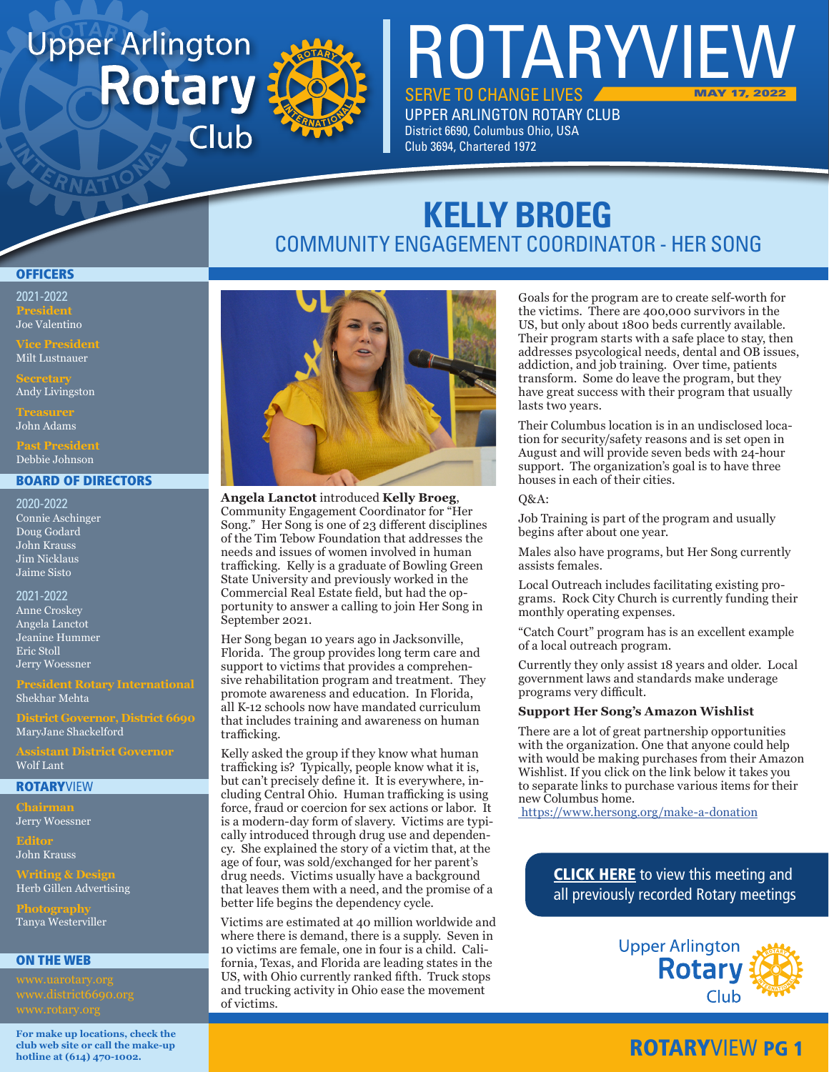# Upper Arlington Rotary Club

# ROTARYVIEW

SERVE TO CHANGE LIVES — MAY 17, 2022

UPPER ARLINGTON ROTARY CLUB
District 6690, Columbus Ohio, USA
Club 3694, Chartered 1972

## KELLY BROEG

### COMMUNITY ENGAGEMENT COORDINATOR - HER SONG

**Angela Lanctot** introduced **Kelly Broeg**, Community Engagement Coordinator for "Her Song." Her Song is one of 23 different disciplines of the Tim Tebow Foundation that addresses the needs and issues of women involved in human trafficking. Kelly is a graduate of Bowling Green State University and previously worked in the Commercial Real Estate field, but had the opportunity to answer a calling to join Her Song in September 2021.

Her Song began 10 years ago in Jacksonville, Florida. The group provides long term care and support to victims that provides a comprehensive rehabilitation program and treatment. They promote awareness and education. In Florida, all K-12 schools now have mandated curriculum that includes training and awareness on human trafficking.

Kelly asked the group if they know what human trafficking is? Typically, people know what it is, but can't precisely define it. It is everywhere, including Central Ohio. Human trafficking is using force, fraud or coercion for sex actions or labor. It is a modern-day form of slavery. Victims are typically introduced through drug use and dependency. She explained the story of a victim that, at the age of four, was sold/exchanged for her parent's drug needs. Victims usually have a background that leaves them with a need, and the promise of a better life begins the dependency cycle.

Victims are estimated at 40 million worldwide and where there is demand, there is a supply. Seven in 10 victims are female, one in four is a child. California, Texas, and Florida are leading states in the US, with Ohio currently ranked fifth. Truck stops and trucking activity in Ohio ease the movement of victims.

Goals for the program are to create self-worth for the victims. There are 400,000 survivors in the US, but only about 1800 beds currently available. Their program starts with a safe place to stay, then addresses psycological needs, dental and OB issues, addiction, and job training. Over time, patients transform. Some do leave the program, but they have great success with their program that usually lasts two years.

Their Columbus location is in an undisclosed location for security/safety reasons and is set open in August and will provide seven beds with 24-hour support. The organization's goal is to have three houses in each of their cities.

Q&A:

Job Training is part of the program and usually begins after about one year.

Males also have programs, but Her Song currently assists females.

Local Outreach includes facilitating existing programs. Rock City Church is currently funding their monthly operating expenses.

"Catch Court" program has is an excellent example of a local outreach program.

Currently they only assist 18 years and older. Local government laws and standards make underage programs very difficult.

**Support Her Song's Amazon Wishlist**

There are a lot of great partnership opportunities with the organization. One that anyone could help with would be making purchases from their Amazon Wishlist. If you click on the link below it takes you to separate links to purchase various items for their new Columbus home.
https://www.hersong.org/make-a-donation

**CLICK HERE** to view this meeting and all previously recorded Rotary meetings

---

### OFFICERS

2021-2022
**President** Joe Valentino
**Vice President** Milt Lustnauer
**Secretary** Andy Livingston
**Treasurer** John Adams
**Past President** Debbie Johnson

### BOARD OF DIRECTORS

2020-2022
Connie Aschinger
Doug Godard
John Krauss
Jim Nicklaus
Jaime Sisto

2021-2022
Anne Croskey
Angela Lanctot
Jeanine Hummer
Eric Stoll
Jerry Woessner

**President Rotary International** Shekhar Mehta
**District Governor, District 6690** MaryJane Shackelford
**Assistant District Governor** Wolf Lant

### ROTARYVIEW

**Chairman** Jerry Woessner
**Editor** John Krauss
**Writing & Design** Herb Gillen Advertising
**Photography** Tanya Westerviller

### ON THE WEB

www.uarotary.org
www.district6690.org
www.rotary.org

**For make up locations, check the club web site or call the make-up hotline at (614) 470-1002.**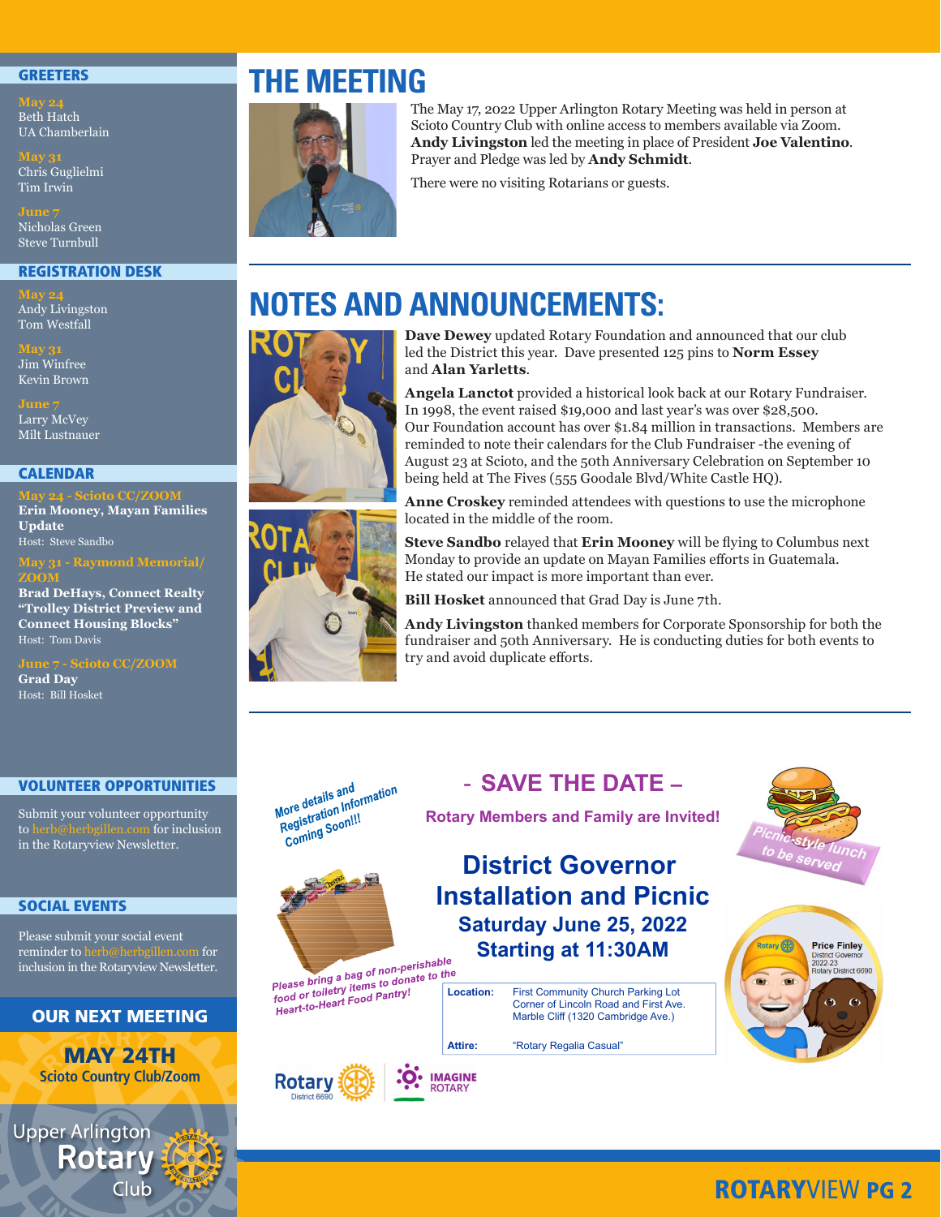## GREETERS

**May 24**
Beth Hatch
UA Chamberlain

**May 31**
Chris Guglielmi
Tim Irwin

**June 7**
Nicholas Green
Steve Turnbull

## REGISTRATION DESK

**May 24**
Andy Livingston
Tom Westfall

**May 31**
Jim Winfree
Kevin Brown

**June 7**
Larry McVey
Milt Lustnauer

## CALENDAR

**May 24 - Scioto CC/ZOOM**
**Erin Mooney, Mayan Families Update**
Host: Steve Sandbo

**May 31 - Raymond Memorial/ ZOOM**
**Brad DeHays, Connect Realty "Trolley District Preview and Connect Housing Blocks"**
Host: Tom Davis

**June 7 - Scioto CC/ZOOM**
**Grad Day**
Host: Bill Hosket

## VOLUNTEER OPPORTUNITIES

Submit your volunteer opportunity to herb@herbgillen.com for inclusion in the Rotaryview Newsletter.

## SOCIAL EVENTS

Please submit your social event reminder to herb@herbgillen.com for inclusion in the Rotaryview Newsletter.

## OUR NEXT MEETING

**MAY 24TH**
**Scioto Country Club/Zoom**

Upper Arlington Rotary Club

# THE MEETING

The May 17, 2022 Upper Arlington Rotary Meeting was held in person at Scioto Country Club with online access to members available via Zoom. **Andy Livingston** led the meeting in place of President **Joe Valentino**. Prayer and Pledge was led by **Andy Schmidt**.

There were no visiting Rotarians or guests.

# NOTES AND ANNOUNCEMENTS:

**Dave Dewey** updated Rotary Foundation and announced that our club led the District this year. Dave presented 125 pins to **Norm Essey** and **Alan Yarletts**.

**Angela Lanctot** provided a historical look back at our Rotary Fundraiser. In 1998, the event raised $19,000 and last year's was over $28,500. Our Foundation account has over $1.84 million in transactions. Members are reminded to note their calendars for the Club Fundraiser -the evening of August 23 at Scioto, and the 50th Anniversary Celebration on September 10 being held at The Fives (555 Goodale Blvd/White Castle HQ).

**Anne Croskey** reminded attendees with questions to use the microphone located in the middle of the room.

**Steve Sandbo** relayed that **Erin Mooney** will be flying to Columbus next Monday to provide an update on Mayan Families efforts in Guatemala. He stated our impact is more important than ever.

**Bill Hosket** announced that Grad Day is June 7th.

**Andy Livingston** thanked members for Corporate Sponsorship for both the fundraiser and 50th Anniversary. He is conducting duties for both events to try and avoid duplicate efforts.

## - SAVE THE DATE -

*More details and Registration Information Coming Soon!!!*

**Rotary Members and Family are Invited!**

### District Governor Installation and Picnic

**Saturday June 25, 2022**
**Starting at 11:30AM**

*Picnic-style lunch to be served*

*Please bring a bag of non-perishable food or toiletry items to donate to the Heart-to-Heart Food Pantry!*

**Location:** First Community Church Parking Lot, Corner of Lincoln Road and First Ave. Marble Cliff (1320 Cambridge Ave.)

**Attire:** "Rotary Regalia Casual"

Price Finley
District Governor
2022-23
Rotary District 6690

Rotary District 6690 | IMAGINE ROTARY